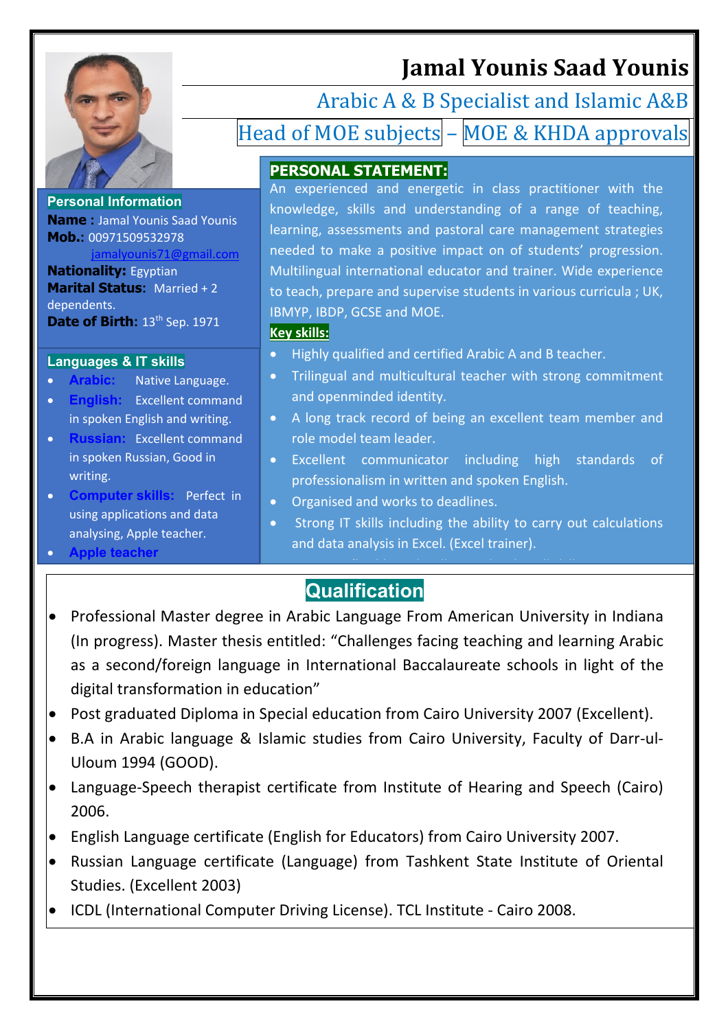# Jamal Younis Saad Younis

## Arabic A & B Specialist and Islamic A&B

## Head of MOE subjects – MOE & KHDA approvals

**Personal Information**

**Name :** Jamal Younis Saad Younis
**Mob.:** 00971509532978
jamalyounis71@gmail.com
**Nationality:** Egyptian
**Marital Status:** Married + 2 dependents.
**Date of Birth:** 13th Sep. 1971

**Languages & IT skills**

- **Arabic:** Native Language.
- **English:** Excellent command in spoken English and writing.
- **Russian:** Excellent command in spoken Russian, Good in writing.
- **Computer skills:** Perfect in using applications and data analysing, Apple teacher.
- **Apple teacher**

**PERSONAL STATEMENT:**

An experienced and energetic in class practitioner with the knowledge, skills and understanding of a range of teaching, learning, assessments and pastoral care management strategies needed to make a positive impact on of students' progression. Multilingual international educator and trainer. Wide experience to teach, prepare and supervise students in various curricula ; UK, IBMYP, IBDP, GCSE and MOE.

**Key skills:**

- Highly qualified and certified Arabic A and B teacher.
- Trilingual and multicultural teacher with strong commitment and openminded identity.
- A long track record of being an excellent team member and role model team leader.
- Excellent communicator including high standards of professionalism in written and spoken English.
- Organised and works to deadlines.
- Strong IT skills including the ability to carry out calculations and data analysis in Excel. (Excel trainer).

## Qualification

- Professional Master degree in Arabic Language From American University in Indiana (In progress). Master thesis entitled: "Challenges facing teaching and learning Arabic as a second/foreign language in International Baccalaureate schools in light of the digital transformation in education"
- Post graduated Diploma in Special education from Cairo University 2007 (Excellent).
- B.A in Arabic language & Islamic studies from Cairo University, Faculty of Darr-ul-Uloum 1994 (GOOD).
- Language-Speech therapist certificate from Institute of Hearing and Speech (Cairo) 2006.
- English Language certificate (English for Educators) from Cairo University 2007.
- Russian Language certificate (Language) from Tashkent State Institute of Oriental Studies. (Excellent 2003)
- ICDL (International Computer Driving License). TCL Institute - Cairo 2008.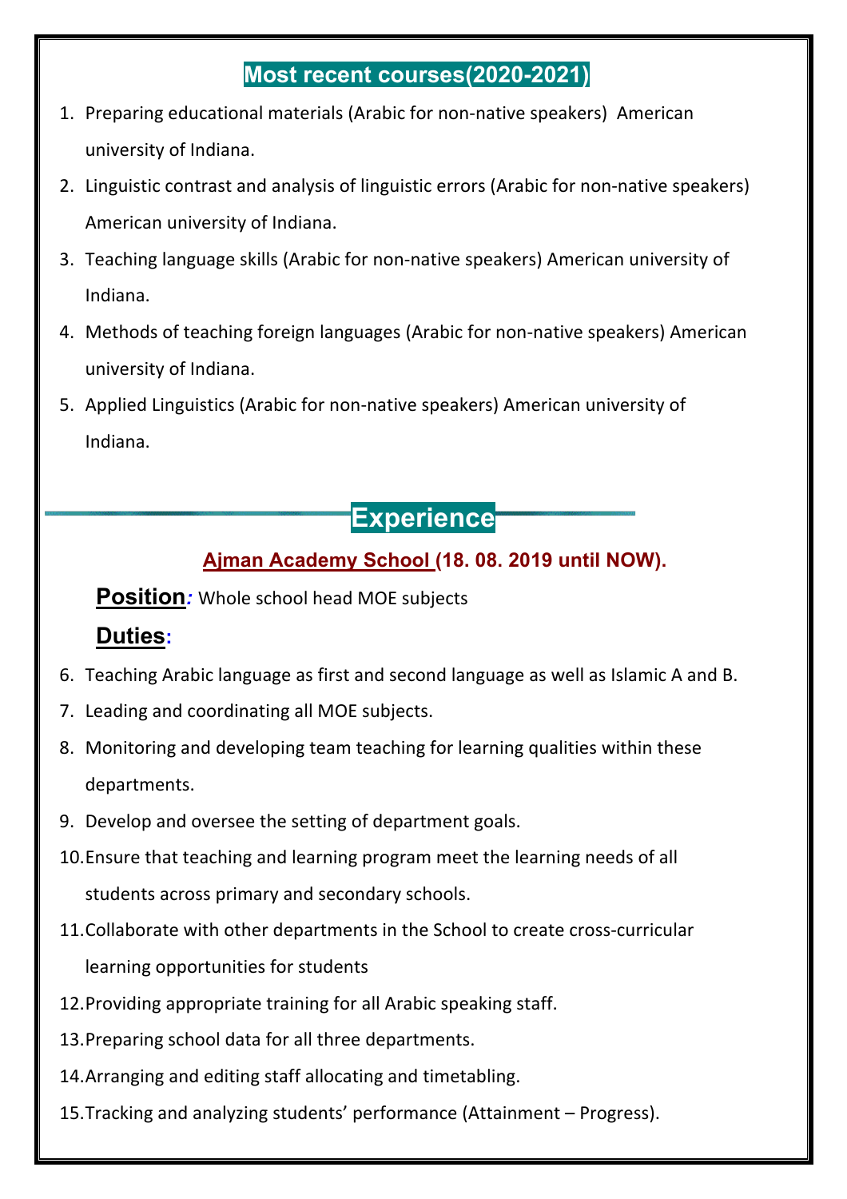## Most recent courses(2020-2021)

1. Preparing educational materials (Arabic for non-native speakers) American university of Indiana.
2. Linguistic contrast and analysis of linguistic errors (Arabic for non-native speakers) American university of Indiana.
3. Teaching language skills (Arabic for non-native speakers) American university of Indiana.
4. Methods of teaching foreign languages (Arabic for non-native speakers) American university of Indiana.
5. Applied Linguistics (Arabic for non-native speakers) American university of Indiana.

## Experience

### Ajman Academy School (18. 08. 2019 until NOW).

**Position:** Whole school head MOE subjects

**Duties:**

6. Teaching Arabic language as first and second language as well as Islamic A and B.
7. Leading and coordinating all MOE subjects.
8. Monitoring and developing team teaching for learning qualities within these departments.
9. Develop and oversee the setting of department goals.
10. Ensure that teaching and learning program meet the learning needs of all students across primary and secondary schools.
11. Collaborate with other departments in the School to create cross-curricular learning opportunities for students
12. Providing appropriate training for all Arabic speaking staff.
13. Preparing school data for all three departments.
14. Arranging and editing staff allocating and timetabling.
15. Tracking and analyzing students' performance (Attainment – Progress).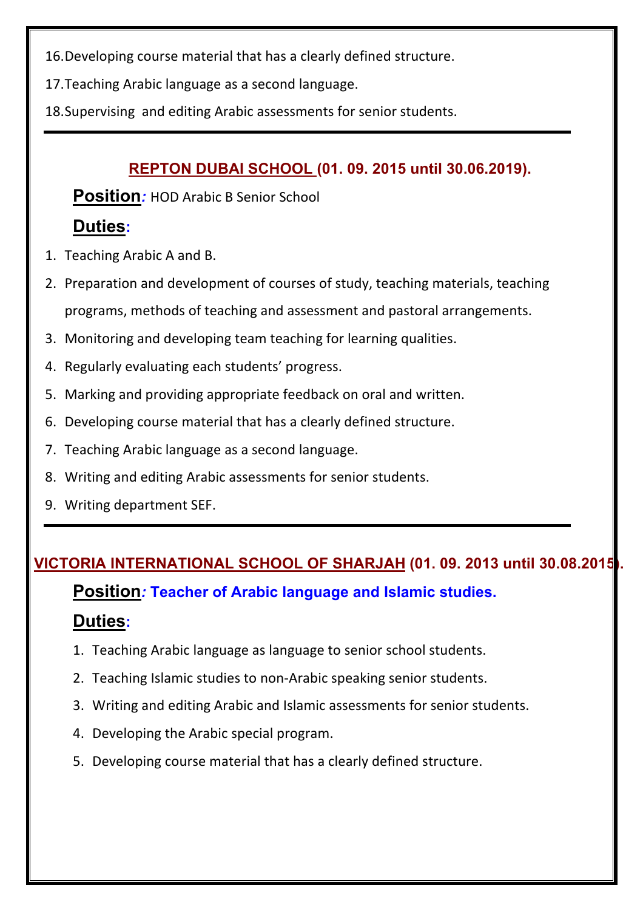16. Developing course material that has a clearly defined structure.
17. Teaching Arabic language as a second language.
18. Supervising  and editing Arabic assessments for senior students.

---

## REPTON DUBAI SCHOOL (01. 09. 2015 until 30.06.2019).

**Position**: HOD Arabic B Senior School

**Duties**:

1. Teaching Arabic A and B.
2. Preparation and development of courses of study, teaching materials, teaching programs, methods of teaching and assessment and pastoral arrangements.
3. Monitoring and developing team teaching for learning qualities.
4. Regularly evaluating each students' progress.
5. Marking and providing appropriate feedback on oral and written.
6. Developing course material that has a clearly defined structure.
7. Teaching Arabic language as a second language.
8. Writing and editing Arabic assessments for senior students.
9. Writing department SEF.

---

## VICTORIA INTERNATIONAL SCHOOL OF SHARJAH (01. 09. 2013 until 30.08.2015).

**Position**: **Teacher of Arabic language and Islamic studies.**

**Duties**:

1. Teaching Arabic language as language to senior school students.
2. Teaching Islamic studies to non-Arabic speaking senior students.
3. Writing and editing Arabic and Islamic assessments for senior students.
4. Developing the Arabic special program.
5. Developing course material that has a clearly defined structure.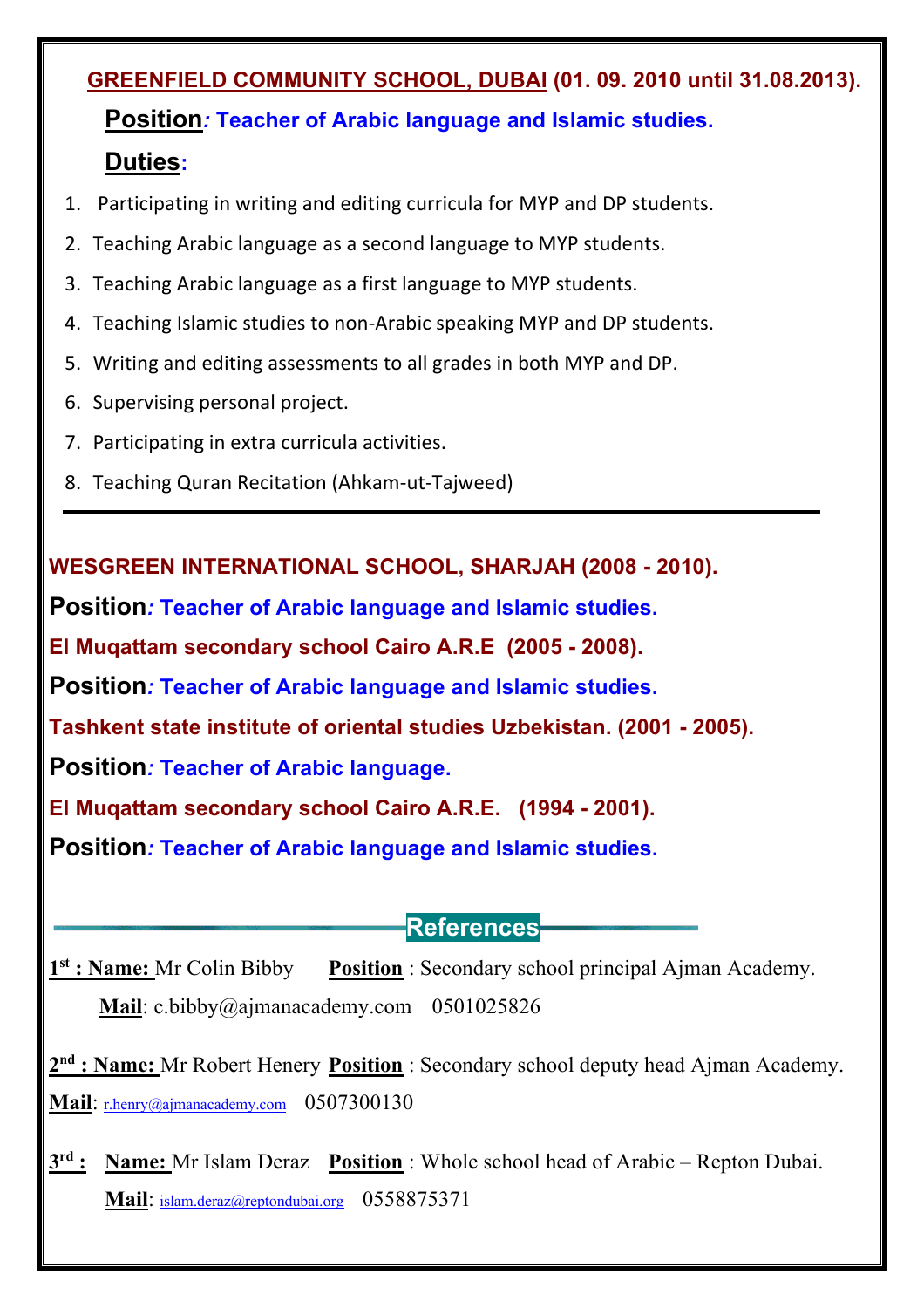**GREENFIELD COMMUNITY SCHOOL, DUBAI (01. 09. 2010 until 31.08.2013).**

**Position: Teacher of Arabic language and Islamic studies.**

**Duties:**

1. Participating in writing and editing curricula for MYP and DP students.
2. Teaching Arabic language as a second language to MYP students.
3. Teaching Arabic language as a first language to MYP students.
4. Teaching Islamic studies to non-Arabic speaking MYP and DP students.
5. Writing and editing assessments to all grades in both MYP and DP.
6. Supervising personal project.
7. Participating in extra curricula activities.
8. Teaching Quran Recitation (Ahkam-ut-Tajweed)

---

**WESGREEN INTERNATIONAL SCHOOL, SHARJAH (2008 - 2010).**

**Position: Teacher of Arabic language and Islamic studies.**

**El Muqattam secondary school Cairo A.R.E (2005 - 2008).**

**Position: Teacher of Arabic language and Islamic studies.**

**Tashkent state institute of oriental studies Uzbekistan. (2001 - 2005).**

**Position: Teacher of Arabic language.**

**El Muqattam secondary school Cairo A.R.E. (1994 - 2001).**

**Position: Teacher of Arabic language and Islamic studies.**

## References

**1st : Name:** Mr Colin Bibby **Position** : Secondary school principal Ajman Academy.
**Mail**: c.bibby@ajmanacademy.com 0501025826

**2nd : Name:** Mr Robert Henery **Position** : Secondary school deputy head Ajman Academy.
**Mail**: r.henry@ajmanacademy.com 0507300130

**3rd : Name:** Mr Islam Deraz **Position** : Whole school head of Arabic – Repton Dubai.
**Mail**: islam.deraz@reptondubai.org 0558875371